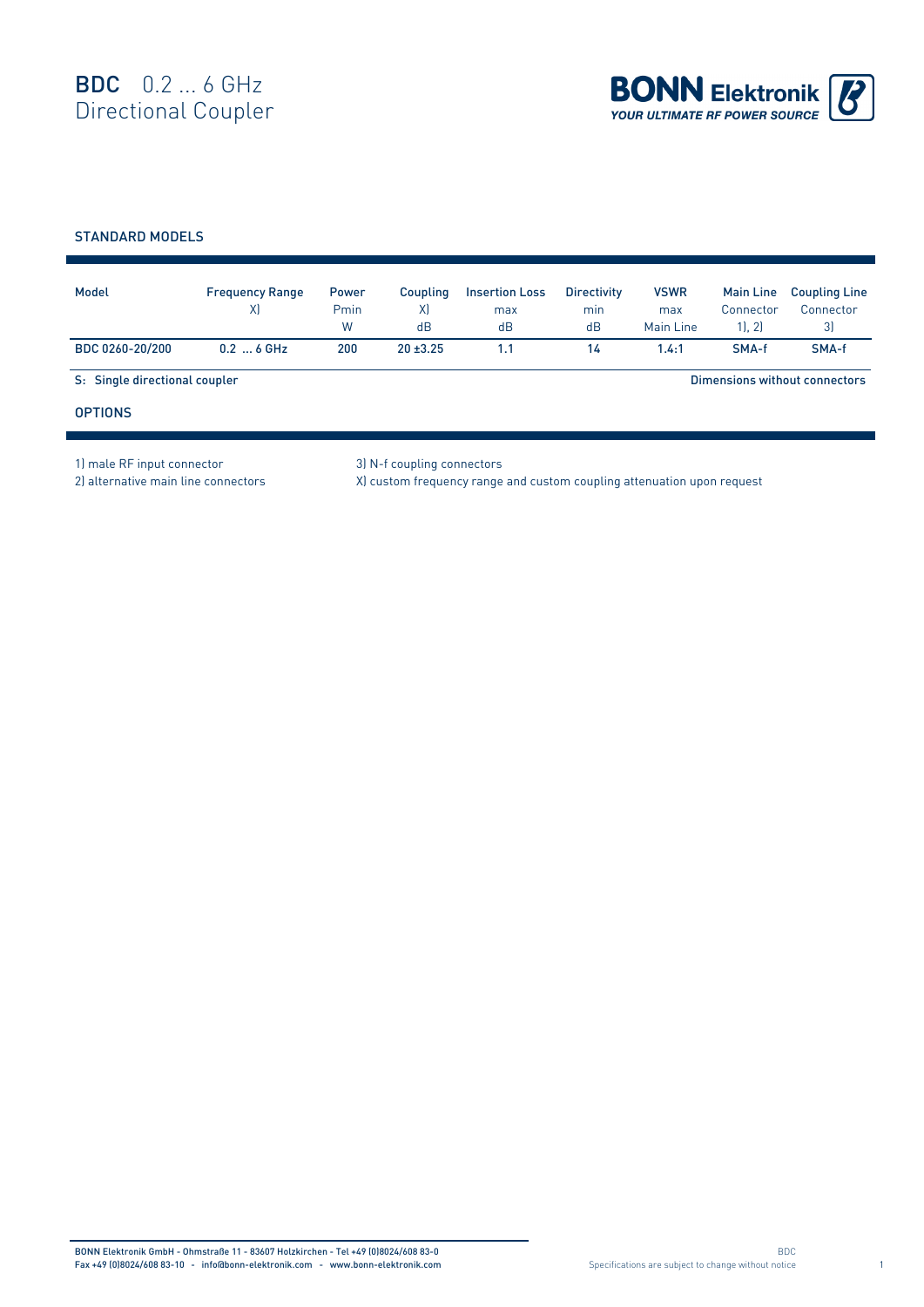# BDC 0.2 ... 6 GHz Directional Coupler

BONN Elektronik
YOUR ULTIMATE RF POWER SOURCE

## STANDARD MODELS

| Model | Frequency Range X) | Power Pmin W | Coupling X) dB | Insertion Loss max dB | Directivity min dB | VSWR max Main Line | Main Line Connector 1), 2) | Coupling Line Connector 3) |
|---|---|---|---|---|---|---|---|---|
| BDC 0260-20/200 | 0.2 ... 6 GHz | 200 | 20 ±3.25 | 1.1 | 14 | 1.4:1 | SMA-f | SMA-f |

S: Single directional coupler

Dimensions without connectors

## OPTIONS

1) male RF input connector
2) alternative main line connectors
3) N-f coupling connectors
X) custom frequency range and custom coupling attenuation upon request

BONN Elektronik GmbH - Ohmstraße 11 - 83607 Holzkirchen - Tel +49 (0)8024/608 83-0
Fax +49 (0)8024/608 83-10 - info@bonn-elektronik.com - www.bonn-elektronik.com

Specifications are subject to change without notice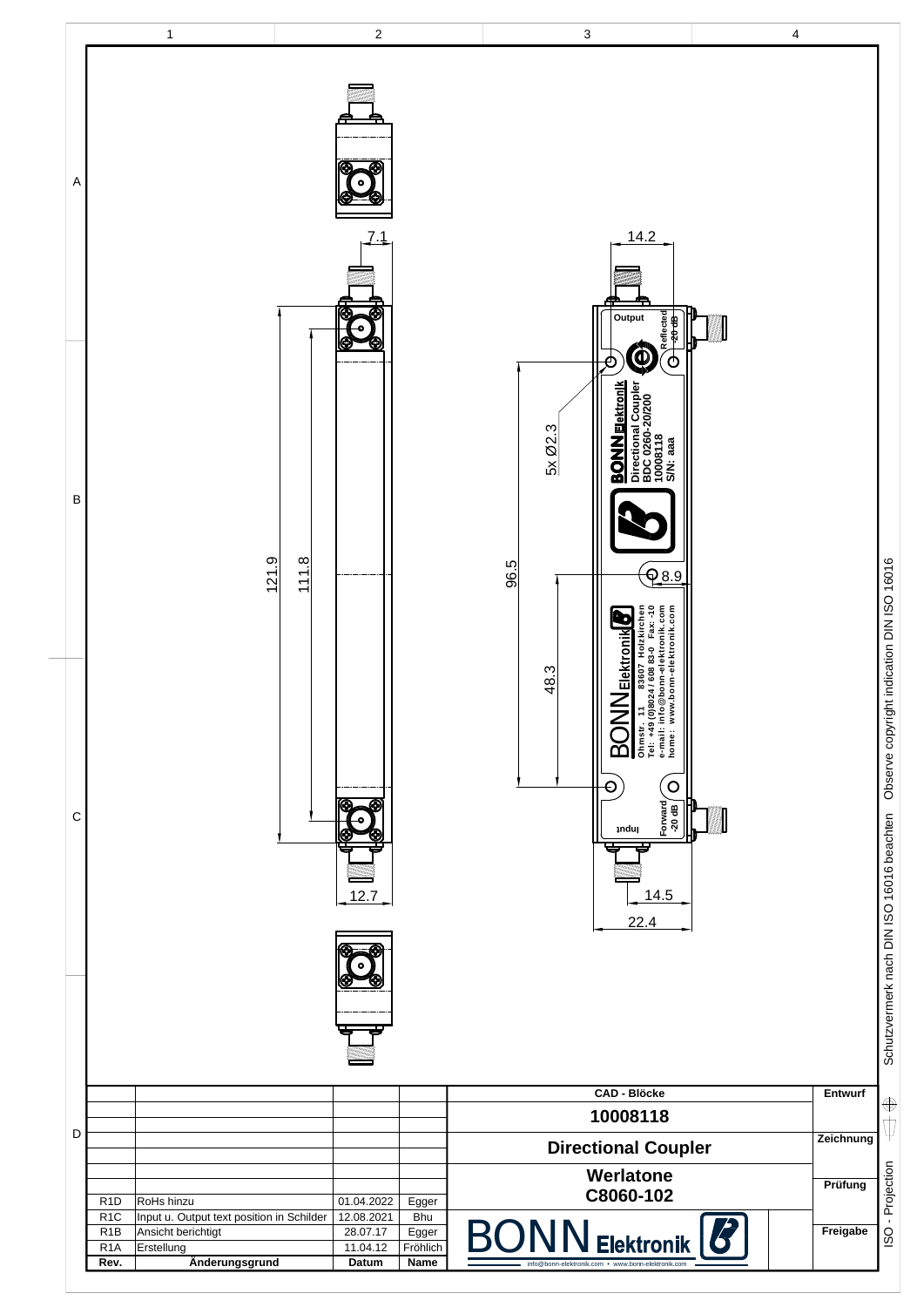7.1

14.2

121.9

111.8

5x Ø2.3

96.5

48.3

Ø8.9

12.7

14.5

22.4

Output

Reflected -20 dB

BONN Elektronik

Directional Coupler

BDC 0260-20/200

10008118

S/N: aaa

BONN Elektronik

Ohmstr. 11 83607 Holzkirchen

Tel: +49 (0)8024 / 608 83-0 Fax: -10

e-mail: info@bonn-elektronik.com

home: www.bonn-elektronik.com

Forward -20 dB

Input

| Rev. | Änderungsgrund | Datum | Name |
|---|---|---|---|
| R1D | RoHs hinzu | 01.04.2022 | Egger |
| R1C | Input u. Output text position in Schilder | 12.08.2021 | Bhu |
| R1B | Ansicht berichtigt | 28.07.17 | Egger |
| R1A | Erstellung | 11.04.12 | Fröhlich |

**CAD - Blöcke**

**10008118**

**Directional Coupler**

**Werlatone C8060-102**

**BONN Elektronik**

info@bonn-elektronik.com • www.bonn-elektronik.com

| | |
|---|---|
| **Entwurf** | |
| **Zeichnung** | |
| **Prüfung** | |
| **Freigabe** | |

Schutzvermerk nach DIN ISO 16016 beachten Observe copyright indication DIN ISO 16016

ISO - Projection